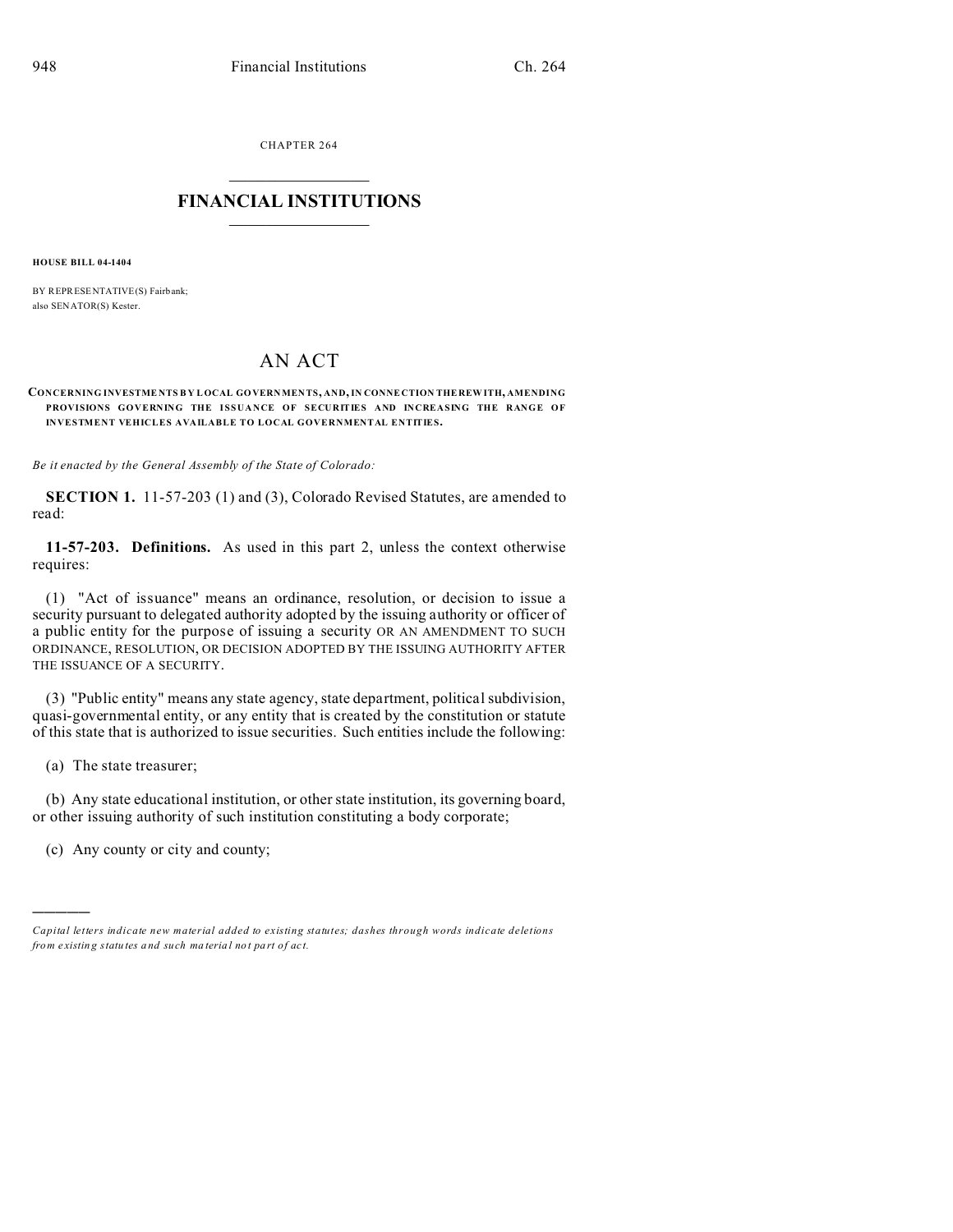CHAPTER 264

# FINANCIAL INSTITUTIONS

**HOUSE BILL 04-1404**

BY REPRESENTATIVE(S) Fairbank;
also SENATOR(S) Kester.

# AN ACT

**CONCERNING INVESTMENTS BY LOCAL GOVERNMENTS, AND, IN CONNECTION THEREWITH, AMENDING PROVISIONS GOVERNING THE ISSUANCE OF SECURITIES AND INCREASING THE RANGE OF INVESTMENT VEHICLES AVAILABLE TO LOCAL GOVERNMENTAL ENTITIES.**

*Be it enacted by the General Assembly of the State of Colorado:*

**SECTION 1.** 11-57-203 (1) and (3), Colorado Revised Statutes, are amended to read:

**11-57-203. Definitions.** As used in this part 2, unless the context otherwise requires:

(1) "Act of issuance" means an ordinance, resolution, or decision to issue a security pursuant to delegated authority adopted by the issuing authority or officer of a public entity for the purpose of issuing a security OR AN AMENDMENT TO SUCH ORDINANCE, RESOLUTION, OR DECISION ADOPTED BY THE ISSUING AUTHORITY AFTER THE ISSUANCE OF A SECURITY.

(3) "Public entity" means any state agency, state department, political subdivision, quasi-governmental entity, or any entity that is created by the constitution or statute of this state that is authorized to issue securities. Such entities include the following:

(a) The state treasurer;

(b) Any state educational institution, or other state institution, its governing board, or other issuing authority of such institution constituting a body corporate;

(c) Any county or city and county;

---

*Capital letters indicate new material added to existing statutes; dashes through words indicate deletions from existing statutes and such material not part of act.*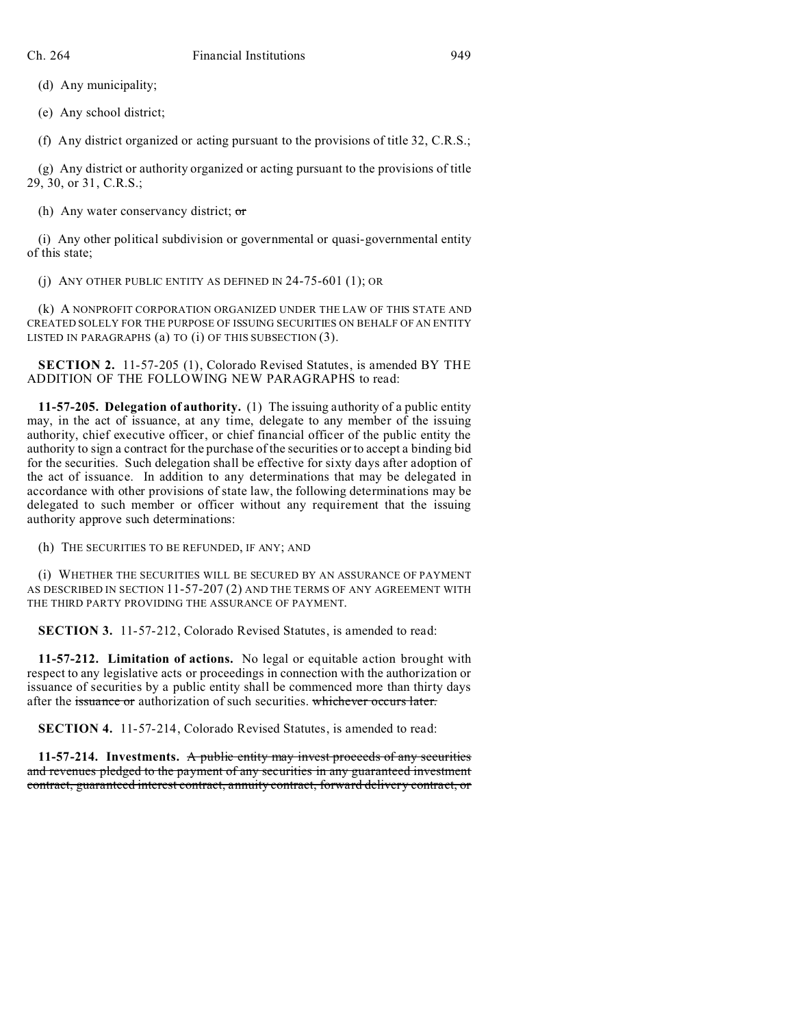(d) Any municipality;

(e) Any school district;

(f) Any district organized or acting pursuant to the provisions of title 32, C.R.S.;

(g) Any district or authority organized or acting pursuant to the provisions of title 29, 30, or 31, C.R.S.;

(h) Any water conservancy district; ~~or~~

(i) Any other political subdivision or governmental or quasi-governmental entity of this state;

(j) ANY OTHER PUBLIC ENTITY AS DEFINED IN 24-75-601 (1); OR

(k) A NONPROFIT CORPORATION ORGANIZED UNDER THE LAW OF THIS STATE AND CREATED SOLELY FOR THE PURPOSE OF ISSUING SECURITIES ON BEHALF OF AN ENTITY LISTED IN PARAGRAPHS (a) TO (i) OF THIS SUBSECTION (3).

**SECTION 2.** 11-57-205 (1), Colorado Revised Statutes, is amended BY THE ADDITION OF THE FOLLOWING NEW PARAGRAPHS to read:

**11-57-205. Delegation of authority.** (1) The issuing authority of a public entity may, in the act of issuance, at any time, delegate to any member of the issuing authority, chief executive officer, or chief financial officer of the public entity the authority to sign a contract for the purchase of the securities or to accept a binding bid for the securities. Such delegation shall be effective for sixty days after adoption of the act of issuance. In addition to any determinations that may be delegated in accordance with other provisions of state law, the following determinations may be delegated to such member or officer without any requirement that the issuing authority approve such determinations:

(h) THE SECURITIES TO BE REFUNDED, IF ANY; AND

(i) WHETHER THE SECURITIES WILL BE SECURED BY AN ASSURANCE OF PAYMENT AS DESCRIBED IN SECTION 11-57-207 (2) AND THE TERMS OF ANY AGREEMENT WITH THE THIRD PARTY PROVIDING THE ASSURANCE OF PAYMENT.

**SECTION 3.** 11-57-212, Colorado Revised Statutes, is amended to read:

**11-57-212. Limitation of actions.** No legal or equitable action brought with respect to any legislative acts or proceedings in connection with the authorization or issuance of securities by a public entity shall be commenced more than thirty days after the ~~issuance or~~ authorization of such securities. ~~whichever occurs later.~~

**SECTION 4.** 11-57-214, Colorado Revised Statutes, is amended to read:

**11-57-214. Investments.** ~~A public entity may invest proceeds of any securities and revenues pledged to the payment of any securities in any guaranteed investment contract, guaranteed interest contract, annuity contract, forward delivery contract, or~~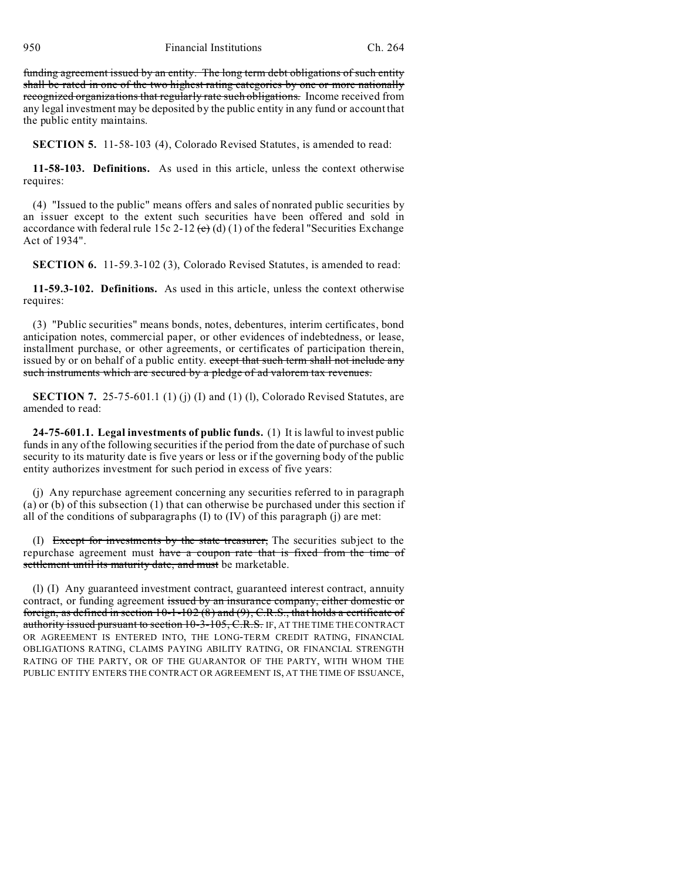~~funding agreement issued by an entity. The long term debt obligations of such entity shall be rated in one of the two highest rating categories by one or more nationally recognized organizations that regularly rate such obligations.~~ Income received from any legal investment may be deposited by the public entity in any fund or account that the public entity maintains.

**SECTION 5.** 11-58-103 (4), Colorado Revised Statutes, is amended to read:

**11-58-103. Definitions.** As used in this article, unless the context otherwise requires:

(4) "Issued to the public" means offers and sales of nonrated public securities by an issuer except to the extent such securities have been offered and sold in accordance with federal rule 15c 2-12 ~~(c)~~ (d) (1) of the federal "Securities Exchange Act of 1934".

**SECTION 6.** 11-59.3-102 (3), Colorado Revised Statutes, is amended to read:

**11-59.3-102. Definitions.** As used in this article, unless the context otherwise requires:

(3) "Public securities" means bonds, notes, debentures, interim certificates, bond anticipation notes, commercial paper, or other evidences of indebtedness, or lease, installment purchase, or other agreements, or certificates of participation therein, issued by or on behalf of a public entity. ~~except that such term shall not include any such instruments which are secured by a pledge of ad valorem tax revenues.~~

**SECTION 7.** 25-75-601.1 (1) (j) (I) and (1) (l), Colorado Revised Statutes, are amended to read:

**24-75-601.1. Legal investments of public funds.** (1) It is lawful to invest public funds in any of the following securities if the period from the date of purchase of such security to its maturity date is five years or less or if the governing body of the public entity authorizes investment for such period in excess of five years:

(j) Any repurchase agreement concerning any securities referred to in paragraph (a) or (b) of this subsection (1) that can otherwise be purchased under this section if all of the conditions of subparagraphs (I) to (IV) of this paragraph (j) are met:

(I) ~~Except for investments by the state treasurer,~~ The securities subject to the repurchase agreement must ~~have a coupon rate that is fixed from the time of settlement until its maturity date, and must~~ be marketable.

(l) (I) Any guaranteed investment contract, guaranteed interest contract, annuity contract, or funding agreement ~~issued by an insurance company, either domestic or foreign, as defined in section 10-1-102 (8) and (9), C.R.S., that holds a certificate of authority issued pursuant to section 10-3-105, C.R.S.~~ IF, AT THE TIME THE CONTRACT OR AGREEMENT IS ENTERED INTO, THE LONG-TERM CREDIT RATING, FINANCIAL OBLIGATIONS RATING, CLAIMS PAYING ABILITY RATING, OR FINANCIAL STRENGTH RATING OF THE PARTY, OR OF THE GUARANTOR OF THE PARTY, WITH WHOM THE PUBLIC ENTITY ENTERS THE CONTRACT OR AGREEMENT IS, AT THE TIME OF ISSUANCE,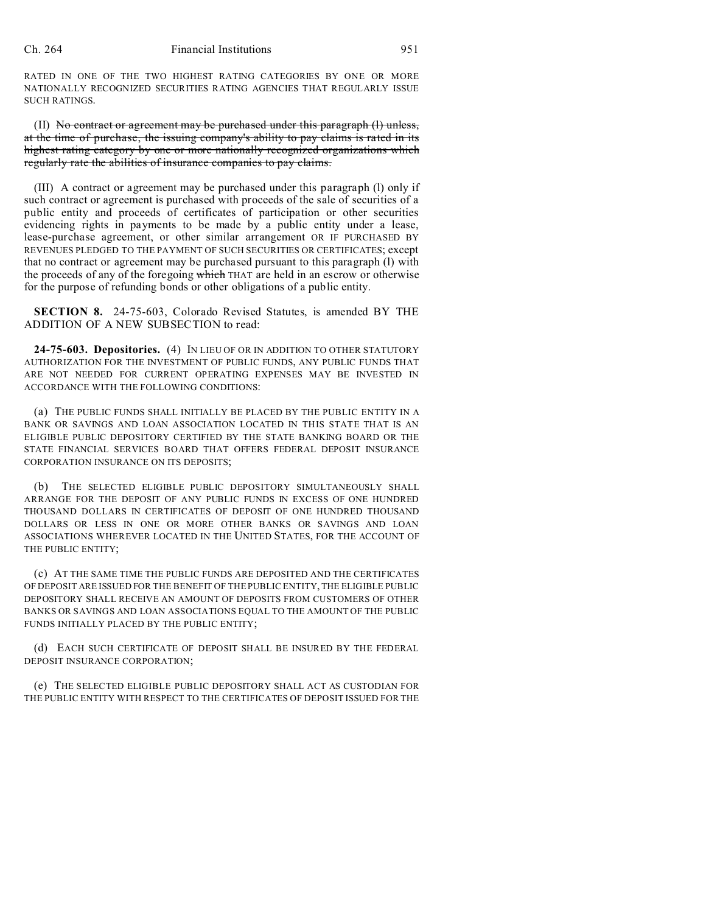RATED IN ONE OF THE TWO HIGHEST RATING CATEGORIES BY ONE OR MORE NATIONALLY RECOGNIZED SECURITIES RATING AGENCIES THAT REGULARLY ISSUE SUCH RATINGS.

(II) ~~No contract or agreement may be purchased under this paragraph (l) unless, at the time of purchase, the issuing company's ability to pay claims is rated in its highest rating category by one or more nationally recognized organizations which regularly rate the abilities of insurance companies to pay claims.~~

(III) A contract or agreement may be purchased under this paragraph (l) only if such contract or agreement is purchased with proceeds of the sale of securities of a public entity and proceeds of certificates of participation or other securities evidencing rights in payments to be made by a public entity under a lease, lease-purchase agreement, or other similar arrangement OR IF PURCHASED BY REVENUES PLEDGED TO THE PAYMENT OF SUCH SECURITIES OR CERTIFICATES; except that no contract or agreement may be purchased pursuant to this paragraph (l) with the proceeds of any of the foregoing ~~which~~ THAT are held in an escrow or otherwise for the purpose of refunding bonds or other obligations of a public entity.

**SECTION 8.** 24-75-603, Colorado Revised Statutes, is amended BY THE ADDITION OF A NEW SUBSECTION to read:

**24-75-603. Depositories.** (4) IN LIEU OF OR IN ADDITION TO OTHER STATUTORY AUTHORIZATION FOR THE INVESTMENT OF PUBLIC FUNDS, ANY PUBLIC FUNDS THAT ARE NOT NEEDED FOR CURRENT OPERATING EXPENSES MAY BE INVESTED IN ACCORDANCE WITH THE FOLLOWING CONDITIONS:

(a) THE PUBLIC FUNDS SHALL INITIALLY BE PLACED BY THE PUBLIC ENTITY IN A BANK OR SAVINGS AND LOAN ASSOCIATION LOCATED IN THIS STATE THAT IS AN ELIGIBLE PUBLIC DEPOSITORY CERTIFIED BY THE STATE BANKING BOARD OR THE STATE FINANCIAL SERVICES BOARD THAT OFFERS FEDERAL DEPOSIT INSURANCE CORPORATION INSURANCE ON ITS DEPOSITS;

(b) THE SELECTED ELIGIBLE PUBLIC DEPOSITORY SIMULTANEOUSLY SHALL ARRANGE FOR THE DEPOSIT OF ANY PUBLIC FUNDS IN EXCESS OF ONE HUNDRED THOUSAND DOLLARS IN CERTIFICATES OF DEPOSIT OF ONE HUNDRED THOUSAND DOLLARS OR LESS IN ONE OR MORE OTHER BANKS OR SAVINGS AND LOAN ASSOCIATIONS WHEREVER LOCATED IN THE UNITED STATES, FOR THE ACCOUNT OF THE PUBLIC ENTITY;

(c) AT THE SAME TIME THE PUBLIC FUNDS ARE DEPOSITED AND THE CERTIFICATES OF DEPOSIT ARE ISSUED FOR THE BENEFIT OF THE PUBLIC ENTITY, THE ELIGIBLE PUBLIC DEPOSITORY SHALL RECEIVE AN AMOUNT OF DEPOSITS FROM CUSTOMERS OF OTHER BANKS OR SAVINGS AND LOAN ASSOCIATIONS EQUAL TO THE AMOUNT OF THE PUBLIC FUNDS INITIALLY PLACED BY THE PUBLIC ENTITY;

(d) EACH SUCH CERTIFICATE OF DEPOSIT SHALL BE INSURED BY THE FEDERAL DEPOSIT INSURANCE CORPORATION;

(e) THE SELECTED ELIGIBLE PUBLIC DEPOSITORY SHALL ACT AS CUSTODIAN FOR THE PUBLIC ENTITY WITH RESPECT TO THE CERTIFICATES OF DEPOSIT ISSUED FOR THE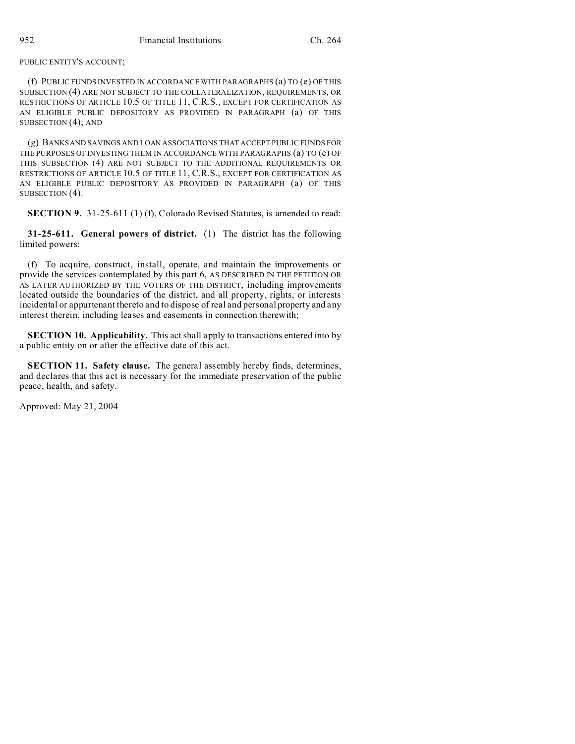PUBLIC ENTITY'S ACCOUNT;

(f) PUBLIC FUNDS INVESTED IN ACCORDANCE WITH PARAGRAPHS (a) TO (e) OF THIS SUBSECTION (4) ARE NOT SUBJECT TO THE COLLATERALIZATION, REQUIREMENTS, OR RESTRICTIONS OF ARTICLE 10.5 OF TITLE 11, C.R.S., EXCEPT FOR CERTIFICATION AS AN ELIGIBLE PUBLIC DEPOSITORY AS PROVIDED IN PARAGRAPH (a) OF THIS SUBSECTION (4); AND

(g) BANKS AND SAVINGS AND LOAN ASSOCIATIONS THAT ACCEPT PUBLIC FUNDS FOR THE PURPOSES OF INVESTING THEM IN ACCORDANCE WITH PARAGRAPHS (a) TO (e) OF THIS SUBSECTION (4) ARE NOT SUBJECT TO THE ADDITIONAL REQUIREMENTS OR RESTRICTIONS OF ARTICLE 10.5 OF TITLE 11, C.R.S., EXCEPT FOR CERTIFICATION AS AN ELIGIBLE PUBLIC DEPOSITORY AS PROVIDED IN PARAGRAPH (a) OF THIS SUBSECTION (4).

**SECTION 9.** 31-25-611 (1) (f), Colorado Revised Statutes, is amended to read:

**31-25-611. General powers of district.** (1) The district has the following limited powers:

(f) To acquire, construct, install, operate, and maintain the improvements or provide the services contemplated by this part 6, AS DESCRIBED IN THE PETITION OR AS LATER AUTHORIZED BY THE VOTERS OF THE DISTRICT, including improvements located outside the boundaries of the district, and all property, rights, or interests incidental or appurtenant thereto and to dispose of real and personal property and any interest therein, including leases and easements in connection therewith;

**SECTION 10. Applicability.** This act shall apply to transactions entered into by a public entity on or after the effective date of this act.

**SECTION 11. Safety clause.** The general assembly hereby finds, determines, and declares that this act is necessary for the immediate preservation of the public peace, health, and safety.

Approved: May 21, 2004